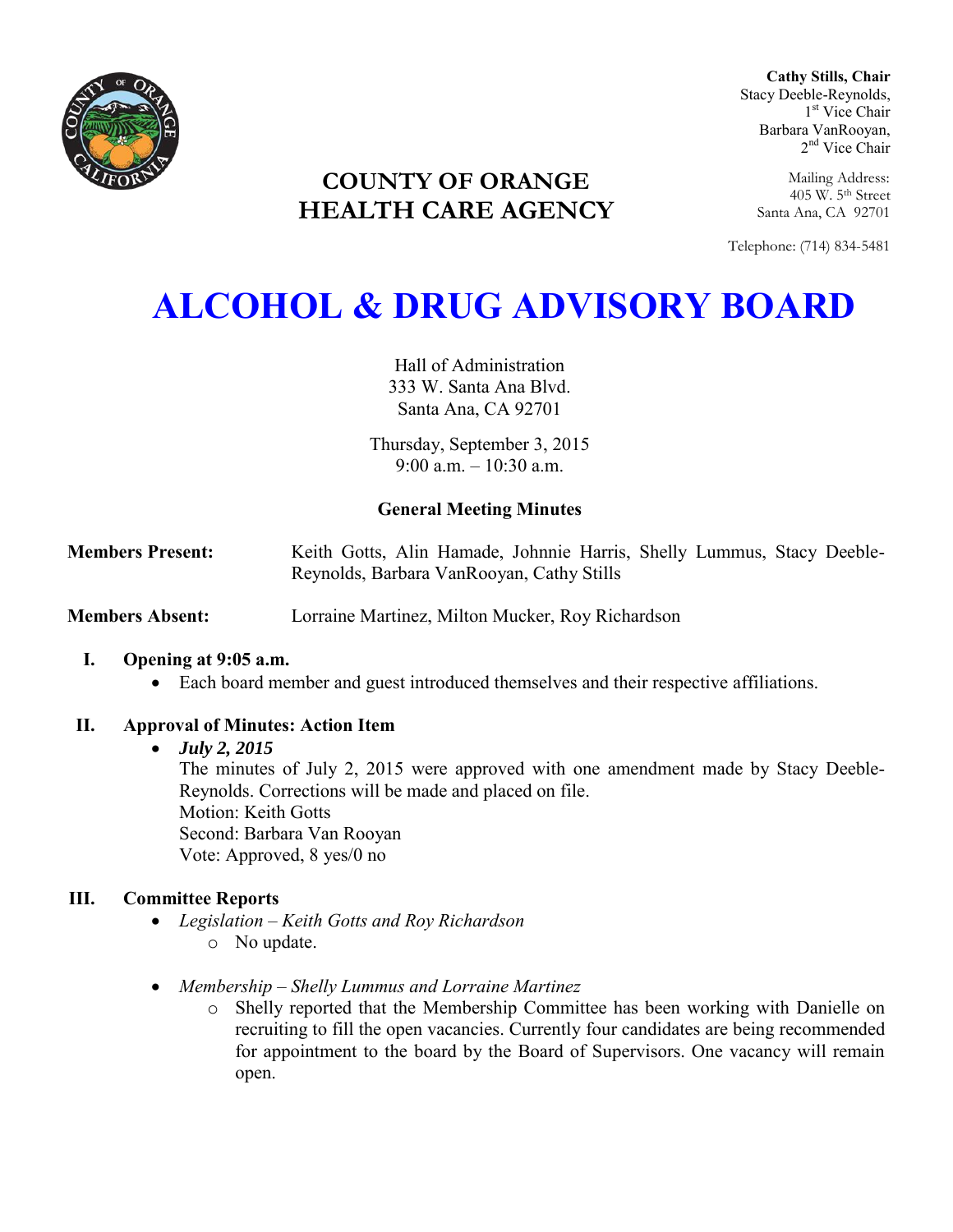**Cathy Stills, Chair**
Stacy Deeble-Reynolds, 1st Vice Chair
Barbara VanRooyan, 2nd Vice Chair

Mailing Address:
405 W. 5th Street
Santa Ana, CA 92701

Telephone: (714) 834-5481

## COUNTY OF ORANGE
## HEALTH CARE AGENCY

# ALCOHOL & DRUG ADVISORY BOARD

Hall of Administration
333 W. Santa Ana Blvd.
Santa Ana, CA 92701

Thursday, September 3, 2015
9:00 a.m. – 10:30 a.m.

### General Meeting Minutes

**Members Present:** Keith Gotts, Alin Hamade, Johnnie Harris, Shelly Lummus, Stacy Deeble-Reynolds, Barbara VanRooyan, Cathy Stills

**Members Absent:** Lorraine Martinez, Milton Mucker, Roy Richardson

**I. Opening at 9:05 a.m.**

- Each board member and guest introduced themselves and their respective affiliations.

**II. Approval of Minutes: Action Item**

- ***July 2, 2015***
  The minutes of July 2, 2015 were approved with one amendment made by Stacy Deeble-Reynolds. Corrections will be made and placed on file.
  Motion: Keith Gotts
  Second: Barbara Van Rooyan
  Vote: Approved, 8 yes/0 no

**III. Committee Reports**

- *Legislation – Keith Gotts and Roy Richardson*
  - No update.
- *Membership – Shelly Lummus and Lorraine Martinez*
  - Shelly reported that the Membership Committee has been working with Danielle on recruiting to fill the open vacancies. Currently four candidates are being recommended for appointment to the board by the Board of Supervisors. One vacancy will remain open.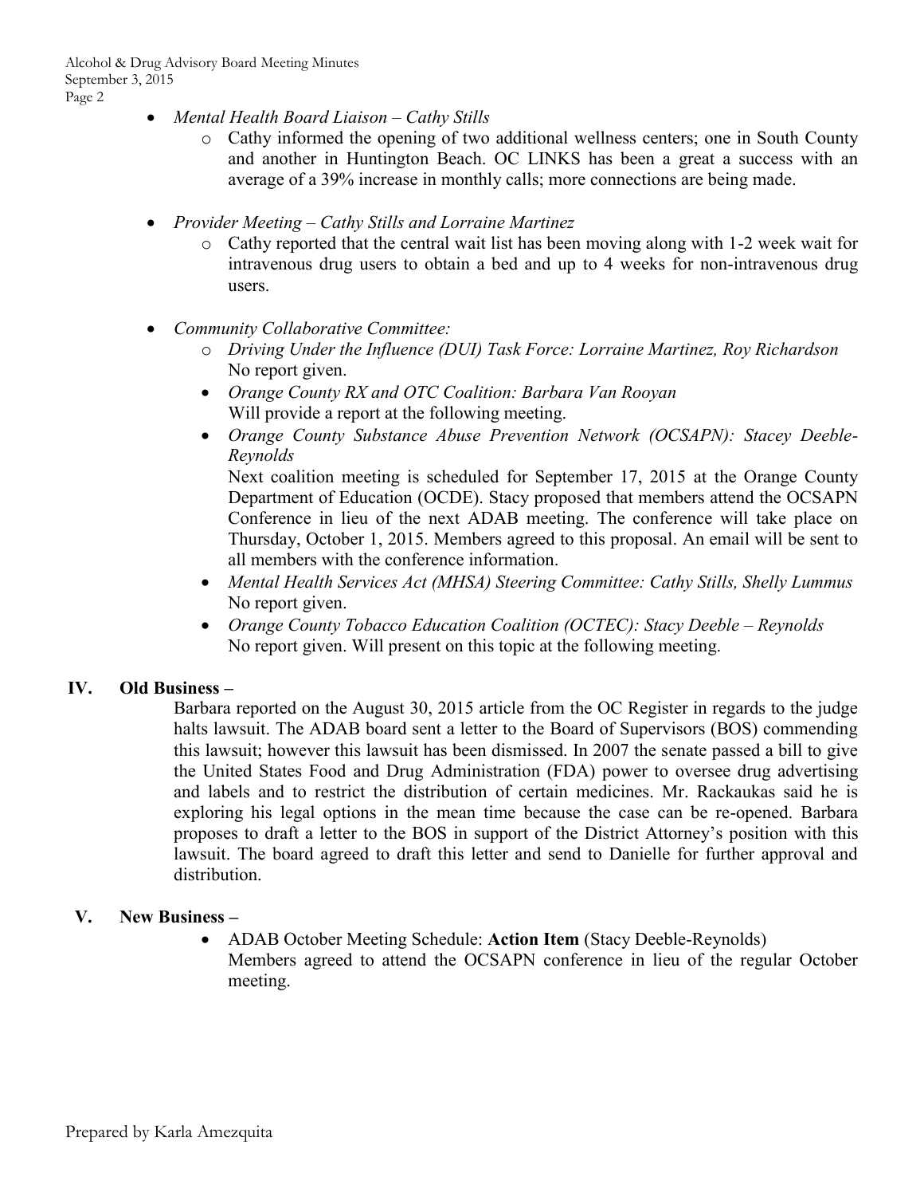- *Mental Health Board Liaison – Cathy Stills*
    - Cathy informed the opening of two additional wellness centers; one in South County and another in Huntington Beach. OC LINKS has been a great a success with an average of a 39% increase in monthly calls; more connections are being made.

- *Provider Meeting – Cathy Stills and Lorraine Martinez*
    - Cathy reported that the central wait list has been moving along with 1-2 week wait for intravenous drug users to obtain a bed and up to 4 weeks for non-intravenous drug users.

- *Community Collaborative Committee:*
    - *Driving Under the Influence (DUI) Task Force: Lorraine Martinez, Roy Richardson*
      No report given.
    - *Orange County RX and OTC Coalition: Barbara Van Rooyan*
      Will provide a report at the following meeting.
    - *Orange County Substance Abuse Prevention Network (OCSAPN): Stacey Deeble-Reynolds*
      Next coalition meeting is scheduled for September 17, 2015 at the Orange County Department of Education (OCDE). Stacy proposed that members attend the OCSAPN Conference in lieu of the next ADAB meeting. The conference will take place on Thursday, October 1, 2015. Members agreed to this proposal. An email will be sent to all members with the conference information.
    - *Mental Health Services Act (MHSA) Steering Committee: Cathy Stills, Shelly Lummus*
      No report given.
    - *Orange County Tobacco Education Coalition (OCTEC): Stacy Deeble – Reynolds*
      No report given. Will present on this topic at the following meeting.

## IV. Old Business –

Barbara reported on the August 30, 2015 article from the OC Register in regards to the judge halts lawsuit. The ADAB board sent a letter to the Board of Supervisors (BOS) commending this lawsuit; however this lawsuit has been dismissed. In 2007 the senate passed a bill to give the United States Food and Drug Administration (FDA) power to oversee drug advertising and labels and to restrict the distribution of certain medicines. Mr. Rackaukas said he is exploring his legal options in the mean time because the case can be re-opened. Barbara proposes to draft a letter to the BOS in support of the District Attorney's position with this lawsuit. The board agreed to draft this letter and send to Danielle for further approval and distribution.

## V. New Business –

- ADAB October Meeting Schedule: **Action Item** (Stacy Deeble-Reynolds)
  Members agreed to attend the OCSAPN conference in lieu of the regular October meeting.

Prepared by Karla Amezquita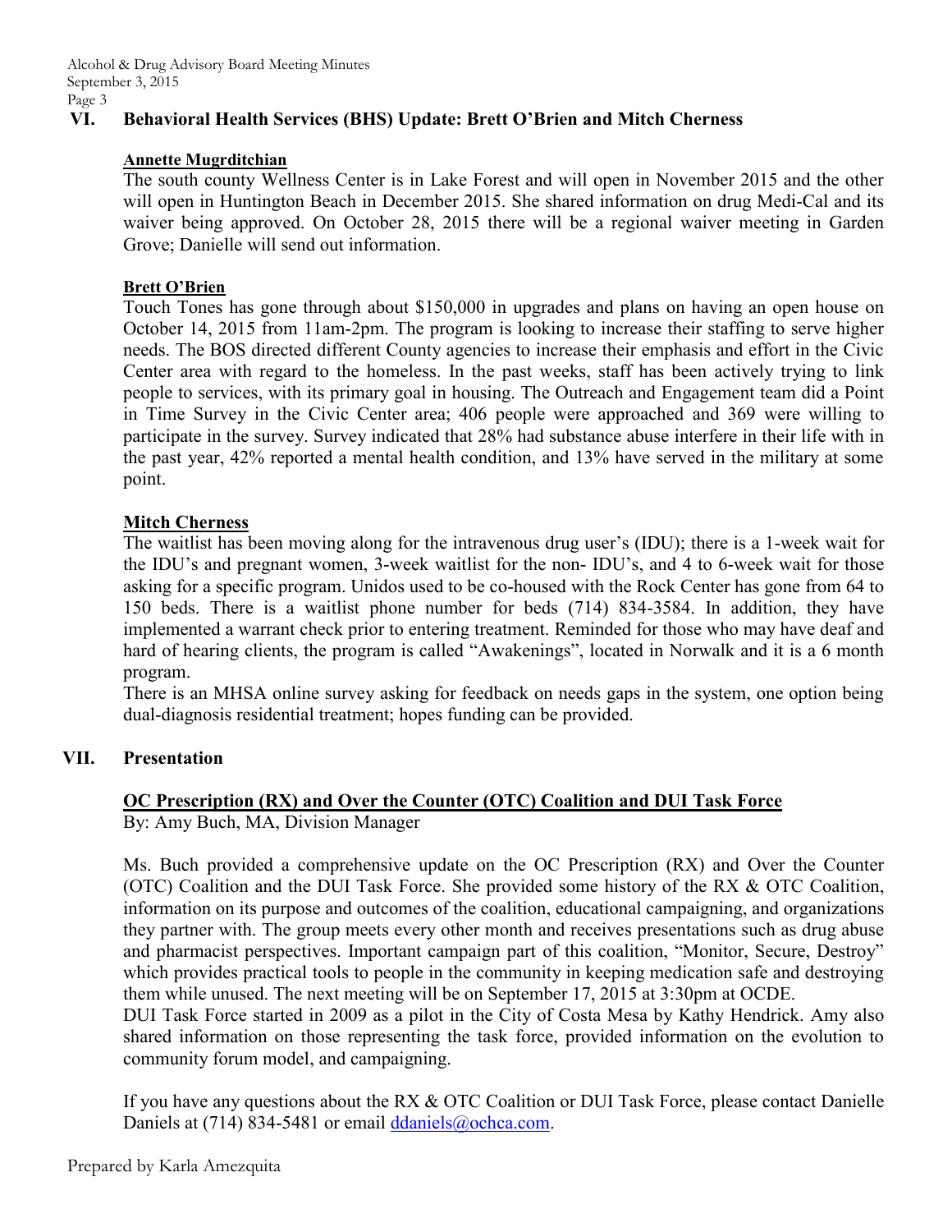## VI. Behavioral Health Services (BHS) Update: Brett O'Brien and Mitch Cherness

**Annette Mugrditchian**

The south county Wellness Center is in Lake Forest and will open in November 2015 and the other will open in Huntington Beach in December 2015. She shared information on drug Medi-Cal and its waiver being approved. On October 28, 2015 there will be a regional waiver meeting in Garden Grove; Danielle will send out information.

**Brett O'Brien**

Touch Tones has gone through about $150,000 in upgrades and plans on having an open house on October 14, 2015 from 11am-2pm. The program is looking to increase their staffing to serve higher needs. The BOS directed different County agencies to increase their emphasis and effort in the Civic Center area with regard to the homeless. In the past weeks, staff has been actively trying to link people to services, with its primary goal in housing. The Outreach and Engagement team did a Point in Time Survey in the Civic Center area; 406 people were approached and 369 were willing to participate in the survey. Survey indicated that 28% had substance abuse interfere in their life with in the past year, 42% reported a mental health condition, and 13% have served in the military at some point.

**Mitch Cherness**

The waitlist has been moving along for the intravenous drug user's (IDU); there is a 1-week wait for the IDU's and pregnant women, 3-week waitlist for the non- IDU's, and 4 to 6-week wait for those asking for a specific program. Unidos used to be co-housed with the Rock Center has gone from 64 to 150 beds. There is a waitlist phone number for beds (714) 834-3584. In addition, they have implemented a warrant check prior to entering treatment. Reminded for those who may have deaf and hard of hearing clients, the program is called "Awakenings", located in Norwalk and it is a 6 month program.

There is an MHSA online survey asking for feedback on needs gaps in the system, one option being dual-diagnosis residential treatment; hopes funding can be provided.

## VII. Presentation

**OC Prescription (RX) and Over the Counter (OTC) Coalition and DUI Task Force**

By: Amy Buch, MA, Division Manager

Ms. Buch provided a comprehensive update on the OC Prescription (RX) and Over the Counter (OTC) Coalition and the DUI Task Force. She provided some history of the RX & OTC Coalition, information on its purpose and outcomes of the coalition, educational campaigning, and organizations they partner with. The group meets every other month and receives presentations such as drug abuse and pharmacist perspectives. Important campaign part of this coalition, "Monitor, Secure, Destroy" which provides practical tools to people in the community in keeping medication safe and destroying them while unused. The next meeting will be on September 17, 2015 at 3:30pm at OCDE.

DUI Task Force started in 2009 as a pilot in the City of Costa Mesa by Kathy Hendrick. Amy also shared information on those representing the task force, provided information on the evolution to community forum model, and campaigning.

If you have any questions about the RX & OTC Coalition or DUI Task Force, please contact Danielle Daniels at (714) 834-5481 or email ddaniels@ochca.com.

Prepared by Karla Amezquita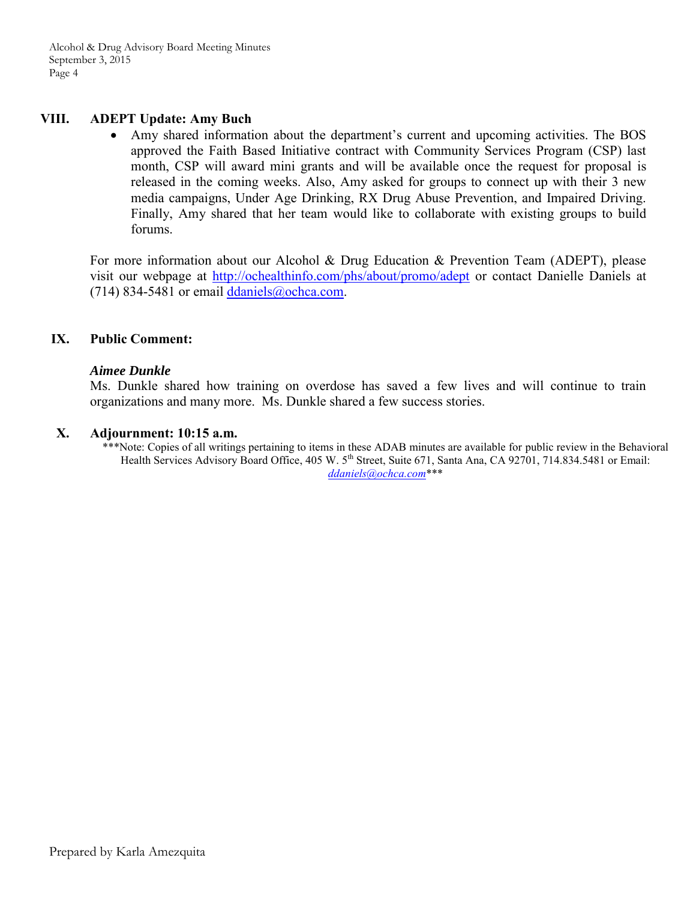## VIII. ADEPT Update: Amy Buch

- Amy shared information about the department's current and upcoming activities. The BOS approved the Faith Based Initiative contract with Community Services Program (CSP) last month, CSP will award mini grants and will be available once the request for proposal is released in the coming weeks. Also, Amy asked for groups to connect up with their 3 new media campaigns, Under Age Drinking, RX Drug Abuse Prevention, and Impaired Driving. Finally, Amy shared that her team would like to collaborate with existing groups to build forums.

For more information about our Alcohol & Drug Education & Prevention Team (ADEPT), please visit our webpage at http://ochealthinfo.com/phs/about/promo/adept or contact Danielle Daniels at (714) 834-5481 or email ddaniels@ochca.com.

## IX. Public Comment:

***Aimee Dunkle***

Ms. Dunkle shared how training on overdose has saved a few lives and will continue to train organizations and many more. Ms. Dunkle shared a few success stories.

## X. Adjournment: 10:15 a.m.

***Note: Copies of all writings pertaining to items in these ADAB minutes are available for public review in the Behavioral Health Services Advisory Board Office, 405 W. 5th Street, Suite 671, Santa Ana, CA 92701, 714.834.5481 or Email: *ddaniels@ochca.com****

Prepared by Karla Amezquita